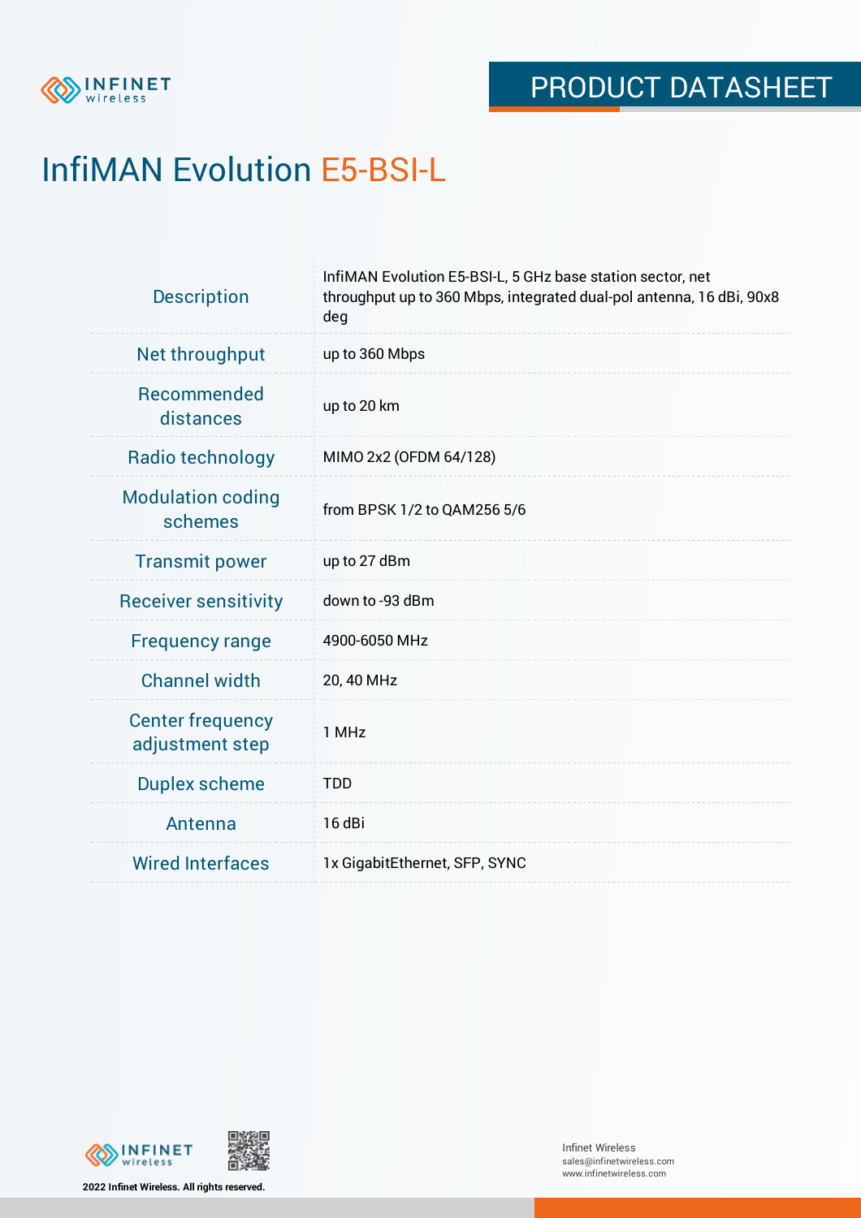# InfiMAN Evolution E5-BSI-L

| | |
|---|---|
| Description | InfiMAN Evolution E5-BSI-L, 5 GHz base station sector, net throughput up to 360 Mbps, integrated dual-pol antenna, 16 dBi, 90x8 deg |
| Net throughput | up to 360 Mbps |
| Recommended distances | up to 20 km |
| Radio technology | MIMO 2x2 (OFDM 64/128) |
| Modulation coding schemes | from BPSK 1/2 to QAM256 5/6 |
| Transmit power | up to 27 dBm |
| Receiver sensitivity | down to -93 dBm |
| Frequency range | 4900-6050 MHz |
| Channel width | 20, 40 MHz |
| Center frequency adjustment step | 1 MHz |
| Duplex scheme | TDD |
| Antenna | 16 dBi |
| Wired Interfaces | 1x GigabitEthernet, SFP, SYNC |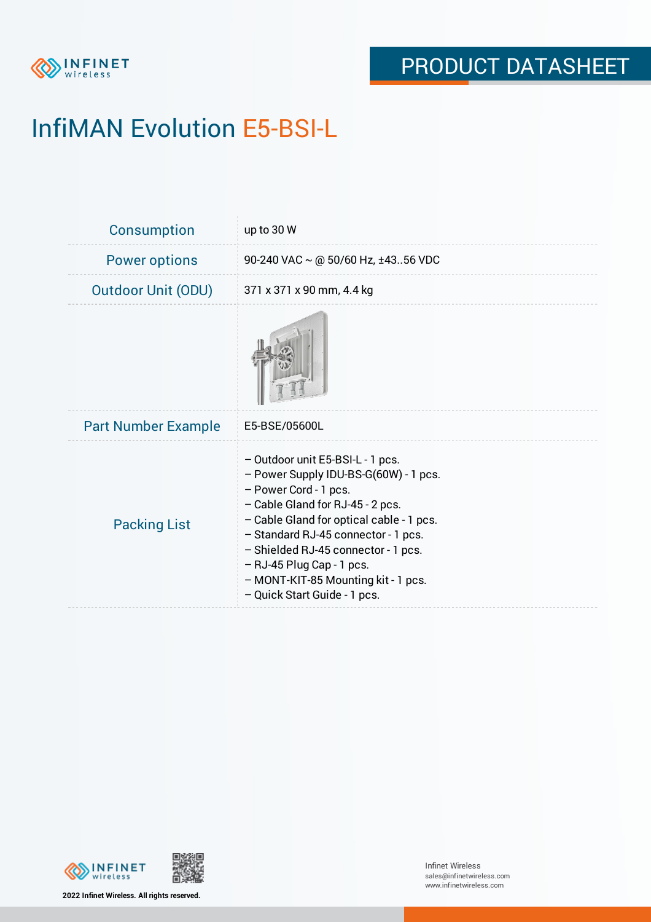# InfiMAN Evolution E5-BSI-L

| | |
|---|---|
| Consumption | up to 30 W |
| Power options | 90-240 VAC ~ @ 50/60 Hz, ±43..56 VDC |
| Outdoor Unit (ODU) | 371 x 371 x 90 mm, 4.4 kg |
| | |
| Part Number Example | E5-BSE/05600L |
| Packing List | – Outdoor unit E5-BSI-L - 1 pcs.<br>– Power Supply IDU-BS-G(60W) - 1 pcs.<br>– Power Cord - 1 pcs.<br>– Cable Gland for RJ-45 - 2 pcs.<br>– Cable Gland for optical cable - 1 pcs.<br>– Standard RJ-45 connector - 1 pcs.<br>– Shielded RJ-45 connector - 1 pcs.<br>– RJ-45 Plug Cap - 1 pcs.<br>– MONT-KIT-85 Mounting kit - 1 pcs.<br>– Quick Start Guide - 1 pcs. |

2022 Infinet Wireless. All rights reserved.

Infinet Wireless
sales@infinetwireless.com
www.infinetwireless.com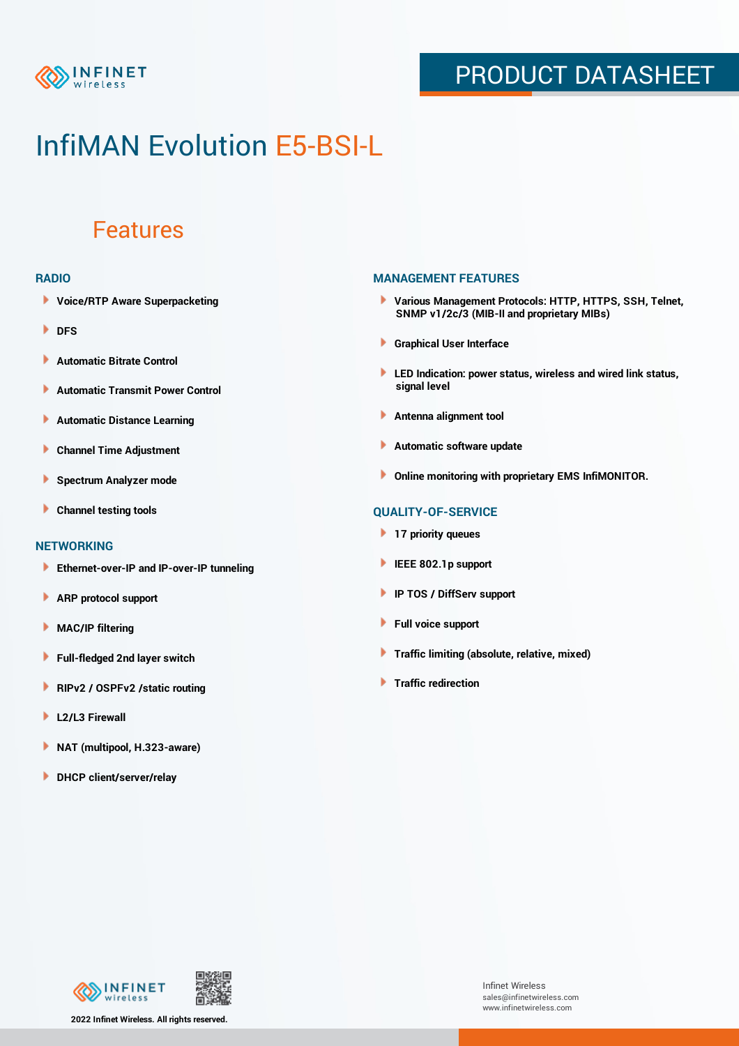# InfiMAN Evolution E5-BSI-L

## Features

### RADIO

- Voice/RTP Aware Superpacketing
- DFS
- Automatic Bitrate Control
- Automatic Transmit Power Control
- Automatic Distance Learning
- Channel Time Adjustment
- Spectrum Analyzer mode
- Channel testing tools

### NETWORKING

- Ethernet-over-IP and IP-over-IP tunneling
- ARP protocol support
- MAC/IP filtering
- Full-fledged 2nd layer switch
- RIPv2 / OSPFv2 /static routing
- L2/L3 Firewall
- NAT (multipool, H.323-aware)
- DHCP client/server/relay

### MANAGEMENT FEATURES

- Various Management Protocols: HTTP, HTTPS, SSH, Telnet, SNMP v1/2c/3 (MIB-II and proprietary MIBs)
- Graphical User Interface
- LED Indication: power status, wireless and wired link status, signal level
- Antenna alignment tool
- Automatic software update
- Online monitoring with proprietary EMS InfiMONITOR.

### QUALITY-OF-SERVICE

- 17 priority queues
- IEEE 802.1p support
- IP TOS / DiffServ support
- Full voice support
- Traffic limiting (absolute, relative, mixed)
- Traffic redirection

2022 Infinet Wireless. All rights reserved.

Infinet Wireless
sales@infinetwireless.com
www.infinetwireless.com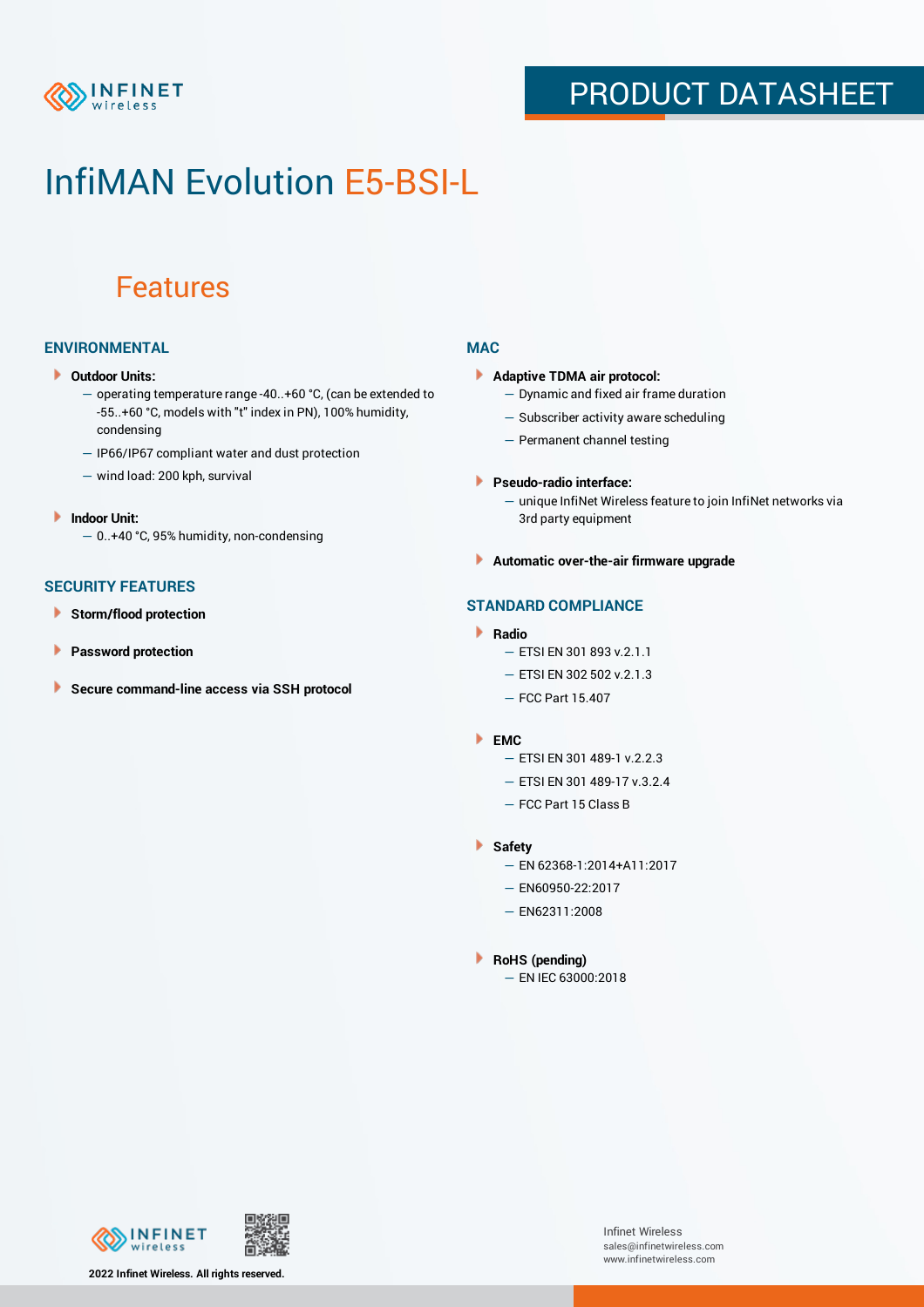# InfiMAN Evolution E5-BSI-L

## Features

### ENVIRONMENTAL

- **Outdoor Units:**
  - operating temperature range -40..+60 °C, (can be extended to -55..+60 °C, models with "t" index in PN), 100% humidity, condensing
  - IP66/IP67 compliant water and dust protection
  - wind load: 200 kph, survival
- **Indoor Unit:**
  - 0..+40 °C, 95% humidity, non-condensing

### SECURITY FEATURES

- **Storm/flood protection**
- **Password protection**
- **Secure command-line access via SSH protocol**

### MAC

- **Adaptive TDMA air protocol:**
  - Dynamic and fixed air frame duration
  - Subscriber activity aware scheduling
  - Permanent channel testing
- **Pseudo-radio interface:**
  - unique InfiNet Wireless feature to join InfiNet networks via 3rd party equipment
- **Automatic over-the-air firmware upgrade**

### STANDARD COMPLIANCE

- **Radio**
  - ETSI EN 301 893 v.2.1.1
  - ETSI EN 302 502 v.2.1.3
  - FCC Part 15.407
- **EMC**
  - ETSI EN 301 489-1 v.2.2.3
  - ETSI EN 301 489-17 v.3.2.4
  - FCC Part 15 Class B
- **Safety**
  - EN 62368-1:2014+A11:2017
  - EN60950-22:2017
  - EN62311:2008
- **RoHS (pending)**
  - EN IEC 63000:2018

2022 Infinet Wireless. All rights reserved.

Infinet Wireless
sales@infinetwireless.com
www.infinetwireless.com